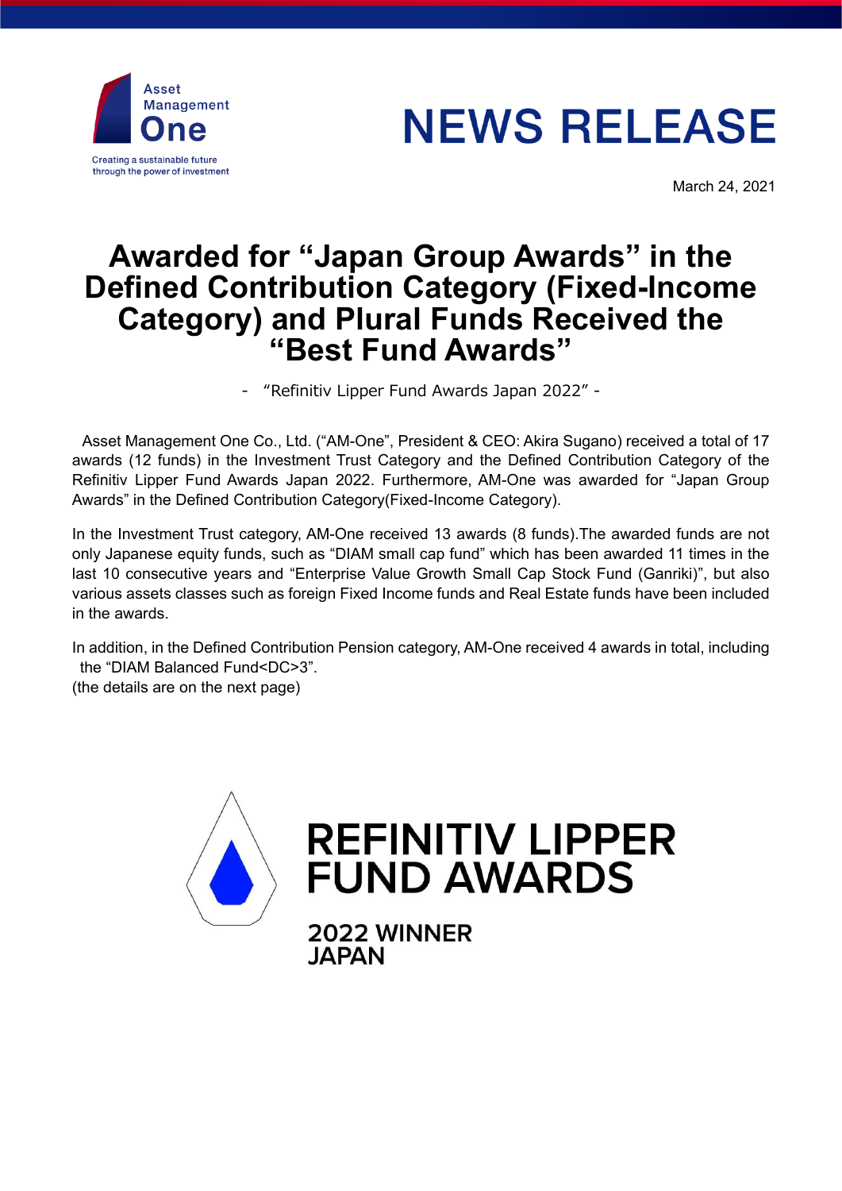Asset Management One

Creating a sustainable future through the power of investment

# NEWS RELEASE

March 24, 2021

# Awarded for "Japan Group Awards" in the Defined Contribution Category (Fixed-Income Category) and Plural Funds Received the "Best Fund Awards"

\- "Refinitiv Lipper Fund Awards Japan 2022" -

Asset Management One Co., Ltd. ("AM-One", President & CEO: Akira Sugano) received a total of 17 awards (12 funds) in the Investment Trust Category and the Defined Contribution Category of the Refinitiv Lipper Fund Awards Japan 2022. Furthermore, AM-One was awarded for "Japan Group Awards" in the Defined Contribution Category(Fixed-Income Category).

In the Investment Trust category, AM-One received 13 awards (8 funds).The awarded funds are not only Japanese equity funds, such as "DIAM small cap fund" which has been awarded 11 times in the last 10 consecutive years and "Enterprise Value Growth Small Cap Stock Fund (Ganriki)", but also various assets classes such as foreign Fixed Income funds and Real Estate funds have been included in the awards.

In addition, in the Defined Contribution Pension category, AM-One received 4 awards in total, including the "DIAM Balanced Fund<DC>3".
(the details are on the next page)

REFINITIV LIPPER FUND AWARDS

2022 WINNER JAPAN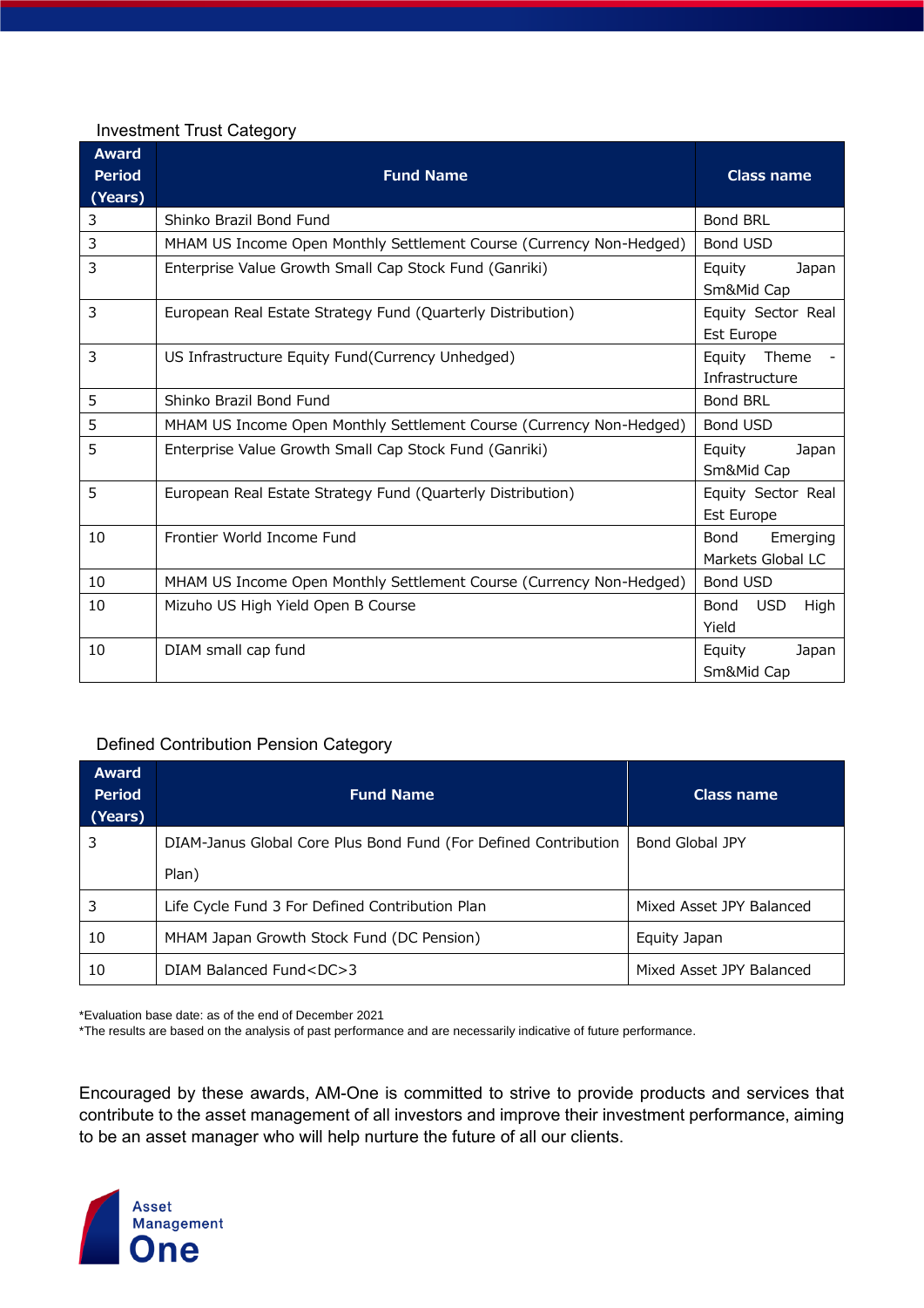Investment Trust Category

| Award Period (Years) | Fund Name | Class name |
|---|---|---|
| 3 | Shinko Brazil Bond Fund | Bond BRL |
| 3 | MHAM US Income Open Monthly Settlement Course (Currency Non-Hedged) | Bond USD |
| 3 | Enterprise Value Growth Small Cap Stock Fund (Ganriki) | Equity Japan Sm&Mid Cap |
| 3 | European Real Estate Strategy Fund (Quarterly Distribution) | Equity Sector Real Est Europe |
| 3 | US Infrastructure Equity Fund(Currency Unhedged) | Equity Theme - Infrastructure |
| 5 | Shinko Brazil Bond Fund | Bond BRL |
| 5 | MHAM US Income Open Monthly Settlement Course (Currency Non-Hedged) | Bond USD |
| 5 | Enterprise Value Growth Small Cap Stock Fund (Ganriki) | Equity Japan Sm&Mid Cap |
| 5 | European Real Estate Strategy Fund (Quarterly Distribution) | Equity Sector Real Est Europe |
| 10 | Frontier World Income Fund | Bond Emerging Markets Global LC |
| 10 | MHAM US Income Open Monthly Settlement Course (Currency Non-Hedged) | Bond USD |
| 10 | Mizuho US High Yield Open B Course | Bond USD High Yield |
| 10 | DIAM small cap fund | Equity Japan Sm&Mid Cap |

Defined Contribution Pension Category

| Award Period (Years) | Fund Name | Class name |
|---|---|---|
| 3 | DIAM-Janus Global Core Plus Bond Fund (For Defined Contribution Plan) | Bond Global JPY |
| 3 | Life Cycle Fund 3 For Defined Contribution Plan | Mixed Asset JPY Balanced |
| 10 | MHAM Japan Growth Stock Fund (DC Pension) | Equity Japan |
| 10 | DIAM Balanced Fund<DC>3 | Mixed Asset JPY Balanced |

*Evaluation base date: as of the end of December 2021
*The results are based on the analysis of past performance and are necessarily indicative of future performance.

Encouraged by these awards, AM-One is committed to strive to provide products and services that contribute to the asset management of all investors and improve their investment performance, aiming to be an asset manager who will help nurture the future of all our clients.

Asset Management One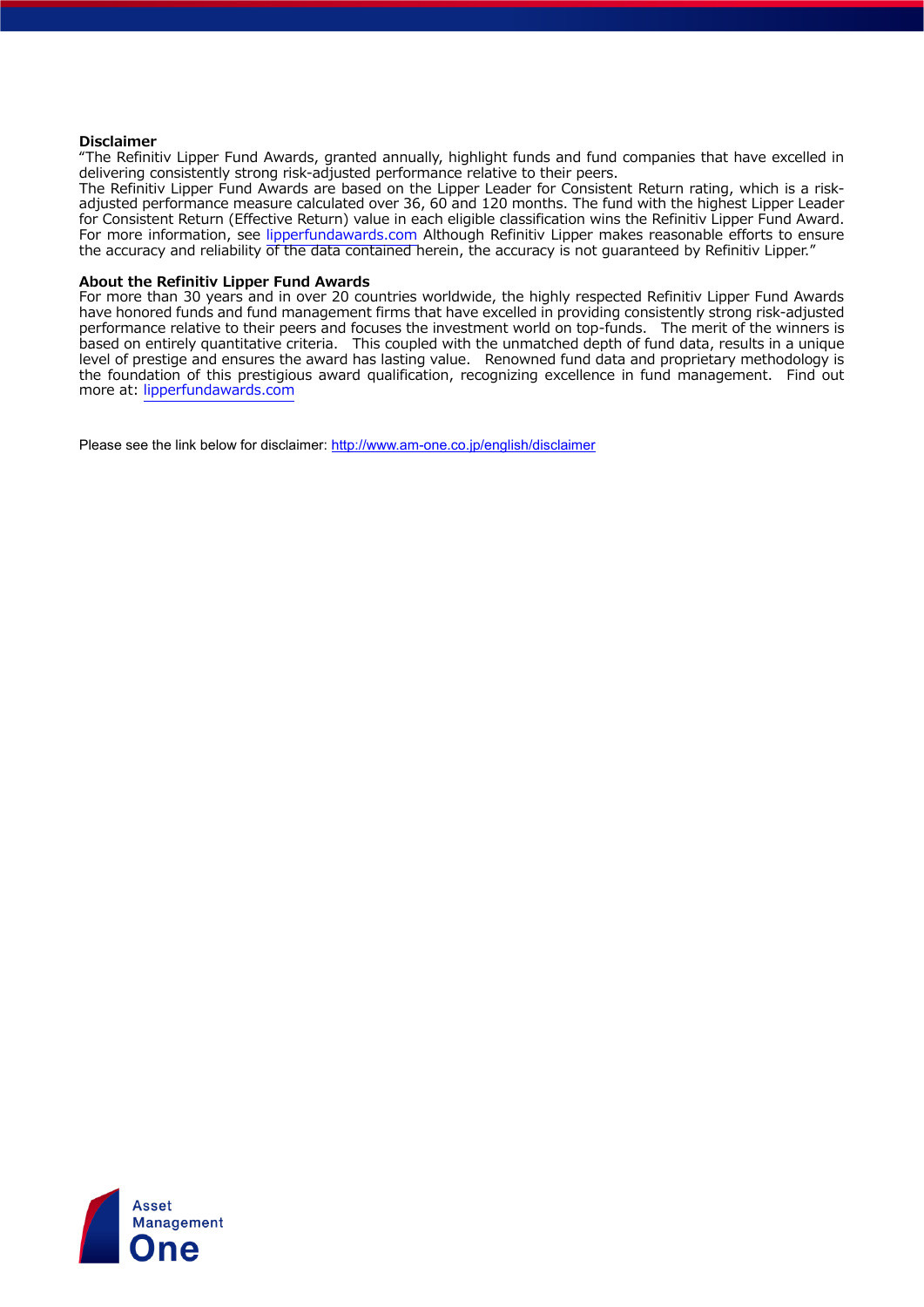**Disclaimer**

"The Refinitiv Lipper Fund Awards, granted annually, highlight funds and fund companies that have excelled in delivering consistently strong risk-adjusted performance relative to their peers.
The Refinitiv Lipper Fund Awards are based on the Lipper Leader for Consistent Return rating, which is a risk-adjusted performance measure calculated over 36, 60 and 120 months. The fund with the highest Lipper Leader for Consistent Return (Effective Return) value in each eligible classification wins the Refinitiv Lipper Fund Award. For more information, see lipperfundawards.com Although Refinitiv Lipper makes reasonable efforts to ensure the accuracy and reliability of the data contained herein, the accuracy is not guaranteed by Refinitiv Lipper."

**About the Refinitiv Lipper Fund Awards**

For more than 30 years and in over 20 countries worldwide, the highly respected Refinitiv Lipper Fund Awards have honored funds and fund management firms that have excelled in providing consistently strong risk-adjusted performance relative to their peers and focuses the investment world on top-funds. The merit of the winners is based on entirely quantitative criteria. This coupled with the unmatched depth of fund data, results in a unique level of prestige and ensures the award has lasting value. Renowned fund data and proprietary methodology is the foundation of this prestigious award qualification, recognizing excellence in fund management. Find out more at: lipperfundawards.com

Please see the link below for disclaimer: http://www.am-one.co.jp/english/disclaimer

Asset Management One